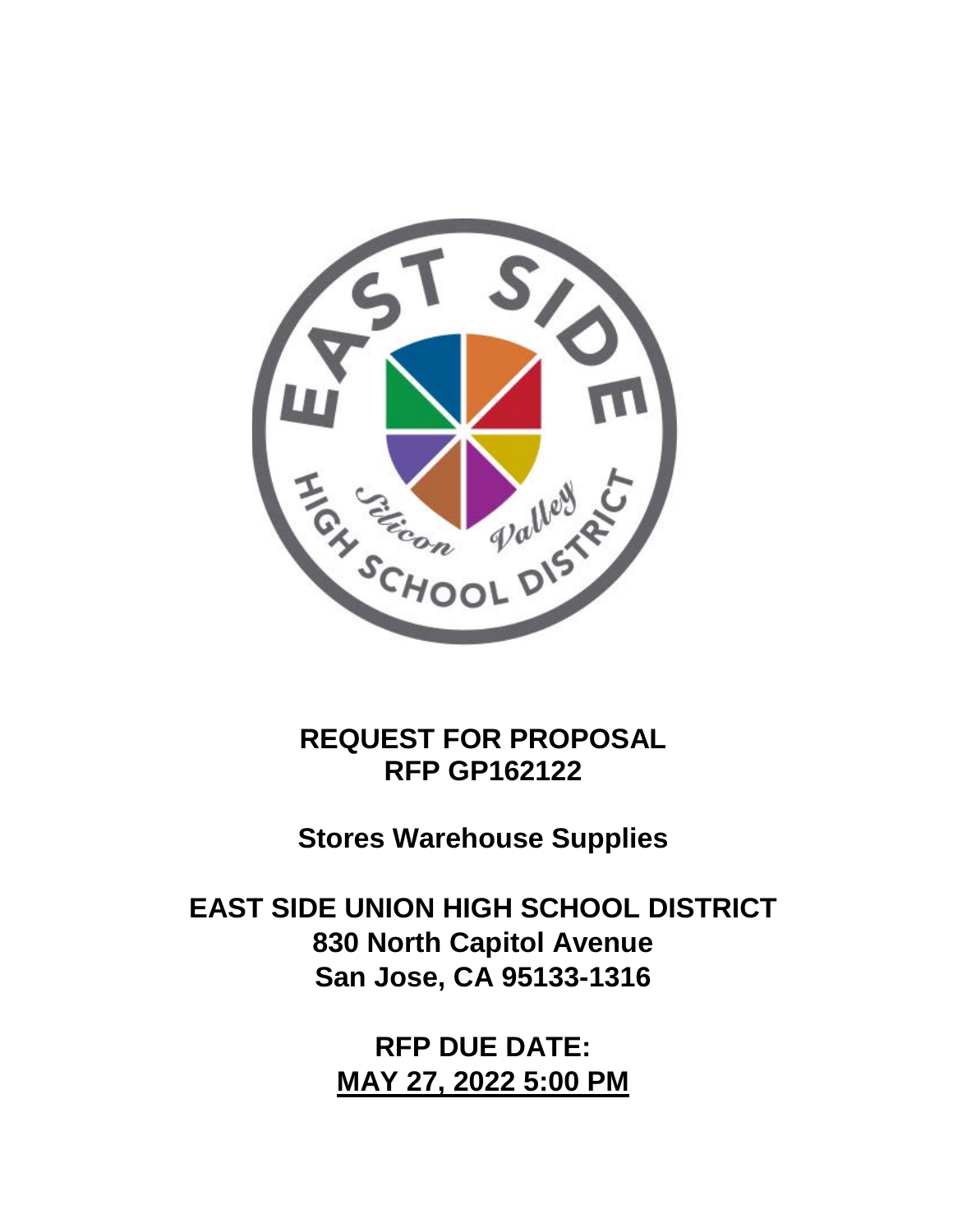# REQUEST FOR PROPOSAL
# RFP GP162122

## Stores Warehouse Supplies

## EAST SIDE UNION HIGH SCHOOL DISTRICT

**830 North Capitol Avenue**
**San Jose, CA 95133-1316**

**RFP DUE DATE:**
**MAY 27, 2022 5:00 PM**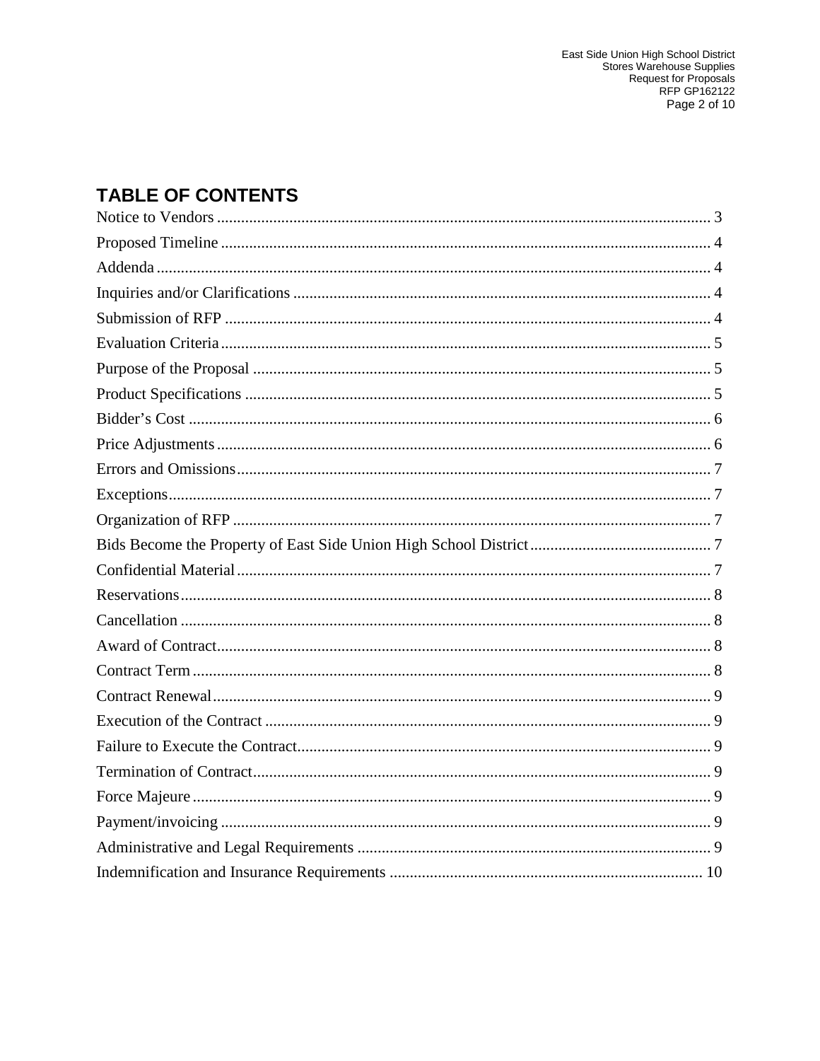# TABLE OF CONTENTS

| Section | Page |
|---|---|
| Notice to Vendors | 3 |
| Proposed Timeline | 4 |
| Addenda | 4 |
| Inquiries and/or Clarifications | 4 |
| Submission of RFP | 4 |
| Evaluation Criteria | 5 |
| Purpose of the Proposal | 5 |
| Product Specifications | 5 |
| Bidder's Cost | 6 |
| Price Adjustments | 6 |
| Errors and Omissions | 7 |
| Exceptions | 7 |
| Organization of RFP | 7 |
| Bids Become the Property of East Side Union High School District | 7 |
| Confidential Material | 7 |
| Reservations | 8 |
| Cancellation | 8 |
| Award of Contract | 8 |
| Contract Term | 8 |
| Contract Renewal | 9 |
| Execution of the Contract | 9 |
| Failure to Execute the Contract | 9 |
| Termination of Contract | 9 |
| Force Majeure | 9 |
| Payment/invoicing | 9 |
| Administrative and Legal Requirements | 9 |
| Indemnification and Insurance Requirements | 10 |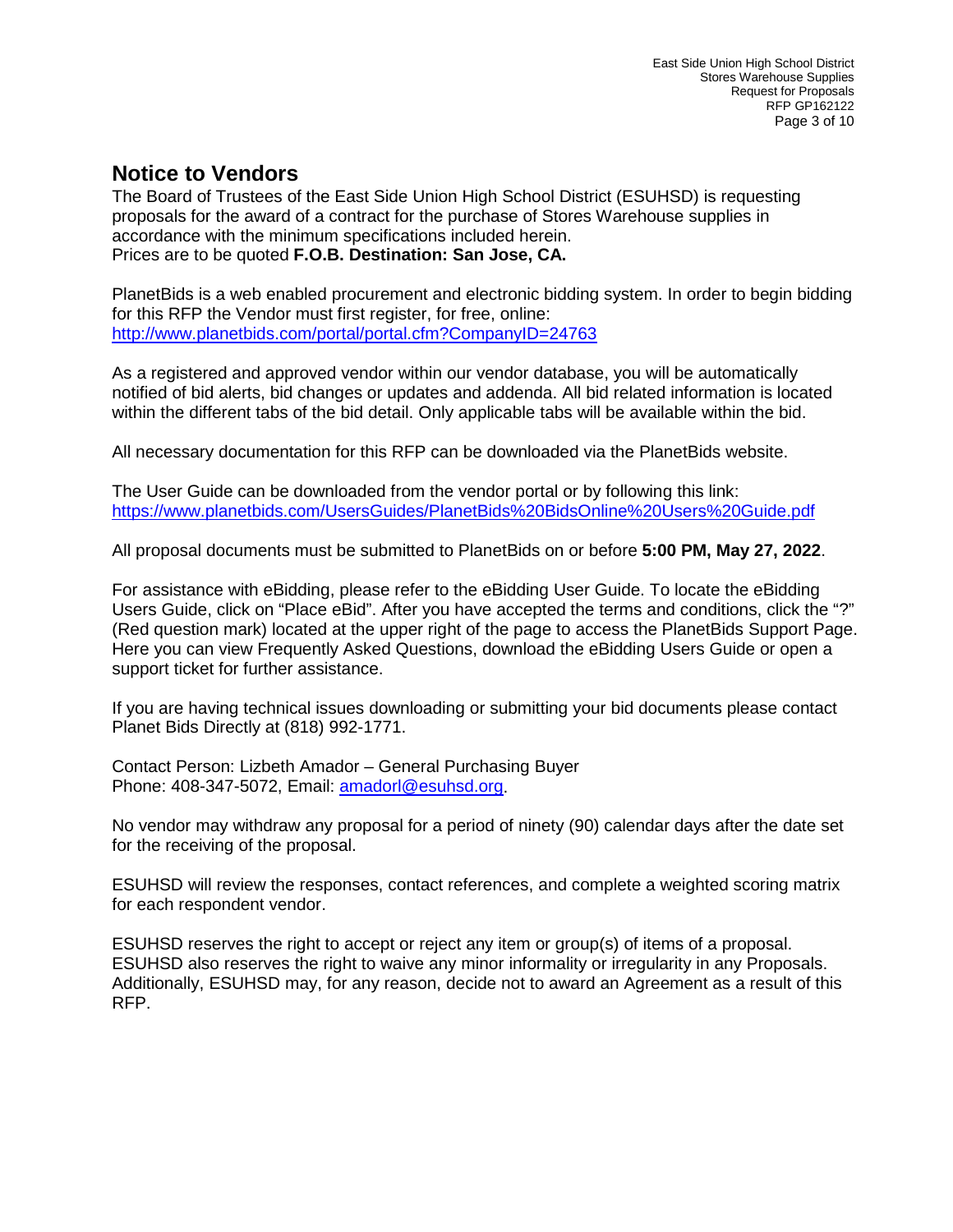## Notice to Vendors

The Board of Trustees of the East Side Union High School District (ESUHSD) is requesting proposals for the award of a contract for the purchase of Stores Warehouse supplies in accordance with the minimum specifications included herein.
Prices are to be quoted **F.O.B. Destination: San Jose, CA.**

PlanetBids is a web enabled procurement and electronic bidding system. In order to begin bidding for this RFP the Vendor must first register, for free, online:
http://www.planetbids.com/portal/portal.cfm?CompanyID=24763

As a registered and approved vendor within our vendor database, you will be automatically notified of bid alerts, bid changes or updates and addenda. All bid related information is located within the different tabs of the bid detail. Only applicable tabs will be available within the bid.

All necessary documentation for this RFP can be downloaded via the PlanetBids website.

The User Guide can be downloaded from the vendor portal or by following this link:
https://www.planetbids.com/UsersGuides/PlanetBids%20BidsOnline%20Users%20Guide.pdf

All proposal documents must be submitted to PlanetBids on or before **5:00 PM, May 27, 2022**.

For assistance with eBidding, please refer to the eBidding User Guide. To locate the eBidding Users Guide, click on "Place eBid". After you have accepted the terms and conditions, click the "?" (Red question mark) located at the upper right of the page to access the PlanetBids Support Page. Here you can view Frequently Asked Questions, download the eBidding Users Guide or open a support ticket for further assistance.

If you are having technical issues downloading or submitting your bid documents please contact Planet Bids Directly at (818) 992-1771.

Contact Person: Lizbeth Amador – General Purchasing Buyer
Phone: 408-347-5072, Email: amadorl@esuhsd.org.

No vendor may withdraw any proposal for a period of ninety (90) calendar days after the date set for the receiving of the proposal.

ESUHSD will review the responses, contact references, and complete a weighted scoring matrix for each respondent vendor.

ESUHSD reserves the right to accept or reject any item or group(s) of items of a proposal. ESUHSD also reserves the right to waive any minor informality or irregularity in any Proposals. Additionally, ESUHSD may, for any reason, decide not to award an Agreement as a result of this RFP.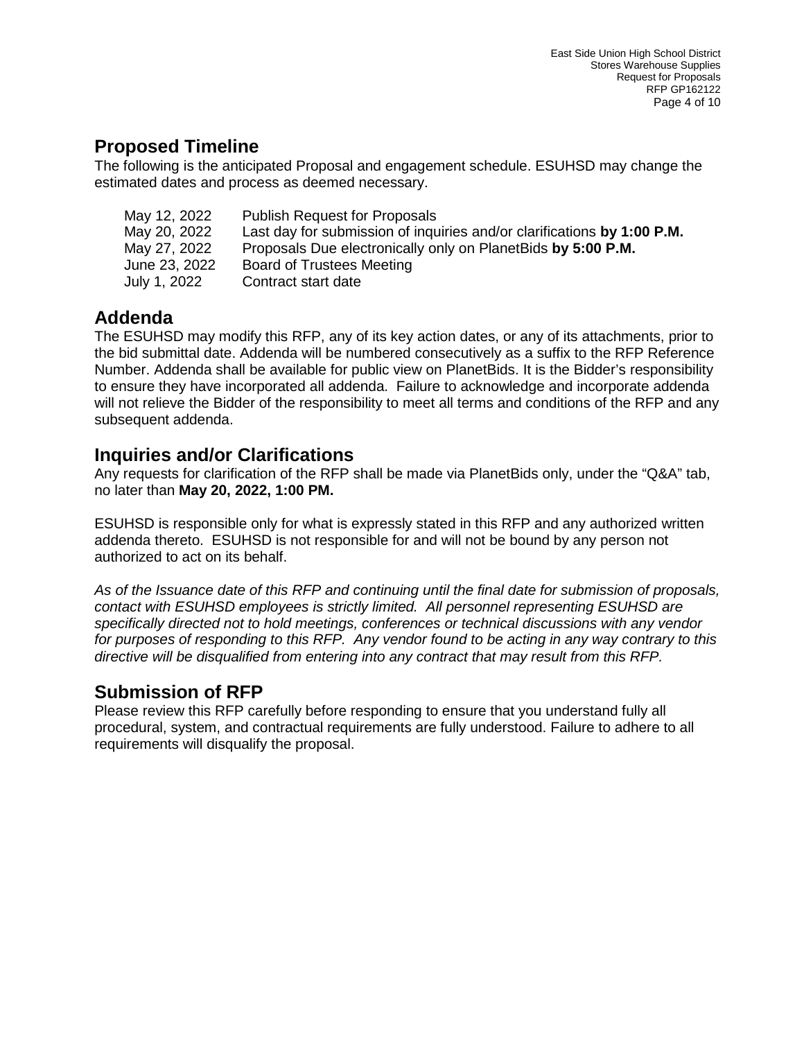## Proposed Timeline

The following is the anticipated Proposal and engagement schedule. ESUHSD may change the estimated dates and process as deemed necessary.

| | |
|---|---|
| May 12, 2022 | Publish Request for Proposals |
| May 20, 2022 | Last day for submission of inquiries and/or clarifications **by 1:00 P.M.** |
| May 27, 2022 | Proposals Due electronically only on PlanetBids **by 5:00 P.M.** |
| June 23, 2022 | Board of Trustees Meeting |
| July 1, 2022 | Contract start date |

## Addenda

The ESUHSD may modify this RFP, any of its key action dates, or any of its attachments, prior to the bid submittal date. Addenda will be numbered consecutively as a suffix to the RFP Reference Number. Addenda shall be available for public view on PlanetBids. It is the Bidder's responsibility to ensure they have incorporated all addenda. Failure to acknowledge and incorporate addenda will not relieve the Bidder of the responsibility to meet all terms and conditions of the RFP and any subsequent addenda.

## Inquiries and/or Clarifications

Any requests for clarification of the RFP shall be made via PlanetBids only, under the "Q&A" tab, no later than **May 20, 2022, 1:00 PM.**

ESUHSD is responsible only for what is expressly stated in this RFP and any authorized written addenda thereto. ESUHSD is not responsible for and will not be bound by any person not authorized to act on its behalf.

*As of the Issuance date of this RFP and continuing until the final date for submission of proposals, contact with ESUHSD employees is strictly limited. All personnel representing ESUHSD are specifically directed not to hold meetings, conferences or technical discussions with any vendor for purposes of responding to this RFP. Any vendor found to be acting in any way contrary to this directive will be disqualified from entering into any contract that may result from this RFP.*

## Submission of RFP

Please review this RFP carefully before responding to ensure that you understand fully all procedural, system, and contractual requirements are fully understood. Failure to adhere to all requirements will disqualify the proposal.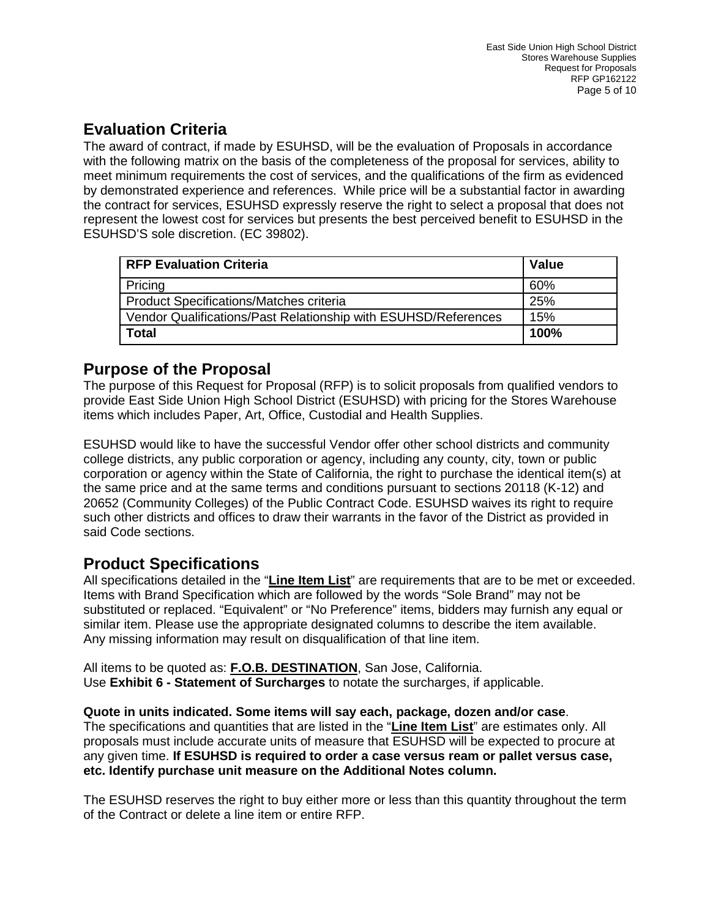## Evaluation Criteria

The award of contract, if made by ESUHSD, will be the evaluation of Proposals in accordance with the following matrix on the basis of the completeness of the proposal for services, ability to meet minimum requirements the cost of services, and the qualifications of the firm as evidenced by demonstrated experience and references. While price will be a substantial factor in awarding the contract for services, ESUHSD expressly reserve the right to select a proposal that does not represent the lowest cost for services but presents the best perceived benefit to ESUHSD in the ESUHSD'S sole discretion. (EC 39802).

| RFP Evaluation Criteria | Value |
|---|---|
| Pricing | 60% |
| Product Specifications/Matches criteria | 25% |
| Vendor Qualifications/Past Relationship with ESUHSD/References | 15% |
| **Total** | **100%** |

## Purpose of the Proposal

The purpose of this Request for Proposal (RFP) is to solicit proposals from qualified vendors to provide East Side Union High School District (ESUHSD) with pricing for the Stores Warehouse items which includes Paper, Art, Office, Custodial and Health Supplies.

ESUHSD would like to have the successful Vendor offer other school districts and community college districts, any public corporation or agency, including any county, city, town or public corporation or agency within the State of California, the right to purchase the identical item(s) at the same price and at the same terms and conditions pursuant to sections 20118 (K-12) and 20652 (Community Colleges) of the Public Contract Code. ESUHSD waives its right to require such other districts and offices to draw their warrants in the favor of the District as provided in said Code sections.

## Product Specifications

All specifications detailed in the "**Line Item List**" are requirements that are to be met or exceeded. Items with Brand Specification which are followed by the words "Sole Brand" may not be substituted or replaced. "Equivalent" or "No Preference" items, bidders may furnish any equal or similar item. Please use the appropriate designated columns to describe the item available. Any missing information may result on disqualification of that line item.

All items to be quoted as: **F.O.B. DESTINATION**, San Jose, California.
Use **Exhibit 6 - Statement of Surcharges** to notate the surcharges, if applicable.

**Quote in units indicated. Some items will say each, package, dozen and/or case**.
The specifications and quantities that are listed in the "**Line Item List**" are estimates only. All proposals must include accurate units of measure that ESUHSD will be expected to procure at any given time. **If ESUHSD is required to order a case versus ream or pallet versus case, etc. Identify purchase unit measure on the Additional Notes column.**

The ESUHSD reserves the right to buy either more or less than this quantity throughout the term of the Contract or delete a line item or entire RFP.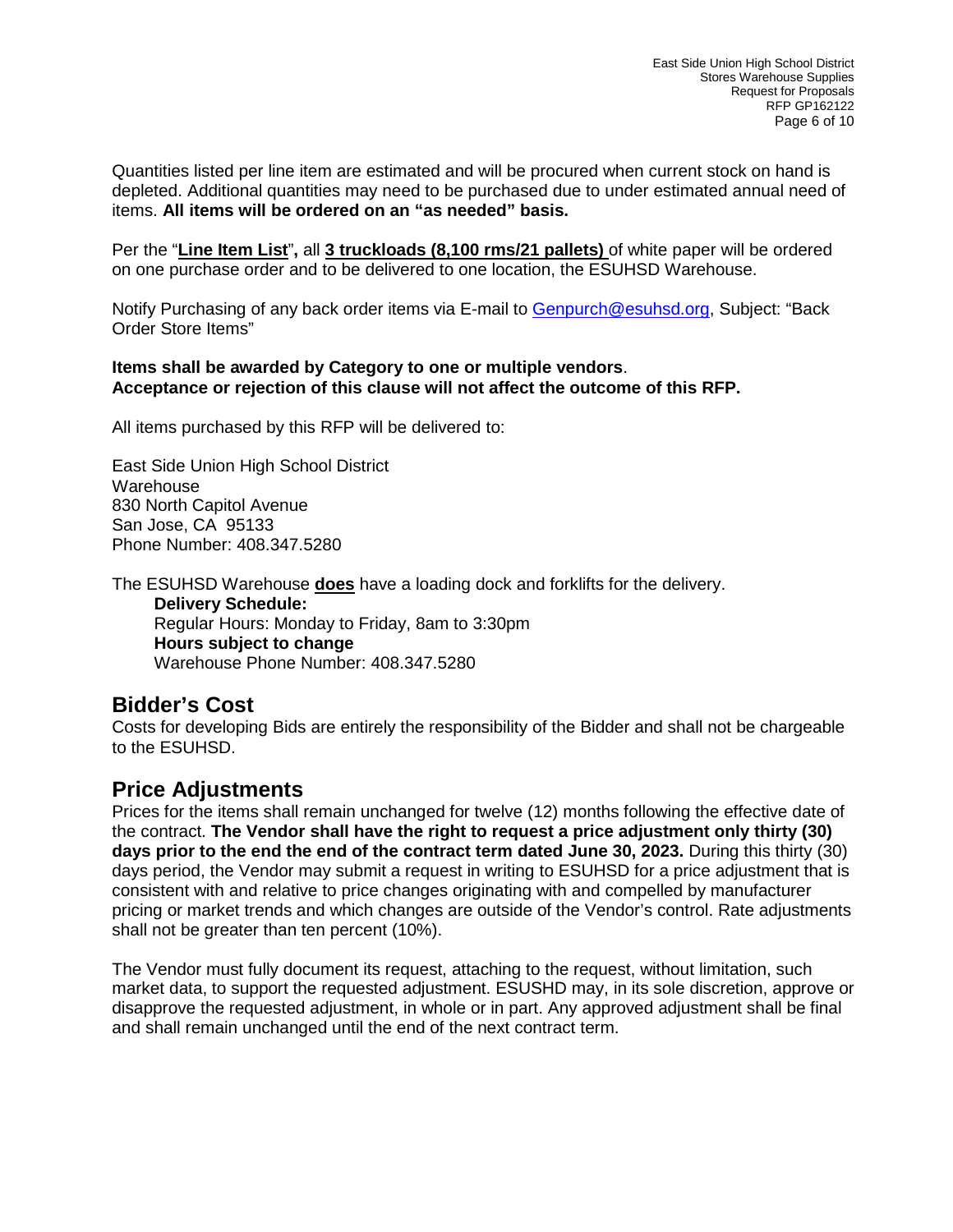Quantities listed per line item are estimated and will be procured when current stock on hand is depleted. Additional quantities may need to be purchased due to under estimated annual need of items. **All items will be ordered on an "as needed" basis.**

Per the "**Line Item List**"**,** all **3 truckloads (8,100 rms/21 pallets)** of white paper will be ordered on one purchase order and to be delivered to one location, the ESUHSD Warehouse.

Notify Purchasing of any back order items via E-mail to Genpurch@esuhsd.org, Subject: "Back Order Store Items"

**Items shall be awarded by Category to one or multiple vendors**.
**Acceptance or rejection of this clause will not affect the outcome of this RFP.**

All items purchased by this RFP will be delivered to:

East Side Union High School District
Warehouse
830 North Capitol Avenue
San Jose, CA 95133
Phone Number: 408.347.5280

The ESUHSD Warehouse **does** have a loading dock and forklifts for the delivery.

> **Delivery Schedule:**
> Regular Hours: Monday to Friday, 8am to 3:30pm
> **Hours subject to change**
> Warehouse Phone Number: 408.347.5280

## Bidder's Cost

Costs for developing Bids are entirely the responsibility of the Bidder and shall not be chargeable to the ESUHSD.

## Price Adjustments

Prices for the items shall remain unchanged for twelve (12) months following the effective date of the contract. **The Vendor shall have the right to request a price adjustment only thirty (30) days prior to the end the end of the contract term dated June 30, 2023.** During this thirty (30) days period, the Vendor may submit a request in writing to ESUHSD for a price adjustment that is consistent with and relative to price changes originating with and compelled by manufacturer pricing or market trends and which changes are outside of the Vendor's control. Rate adjustments shall not be greater than ten percent (10%).

The Vendor must fully document its request, attaching to the request, without limitation, such market data, to support the requested adjustment. ESUSHD may, in its sole discretion, approve or disapprove the requested adjustment, in whole or in part. Any approved adjustment shall be final and shall remain unchanged until the end of the next contract term.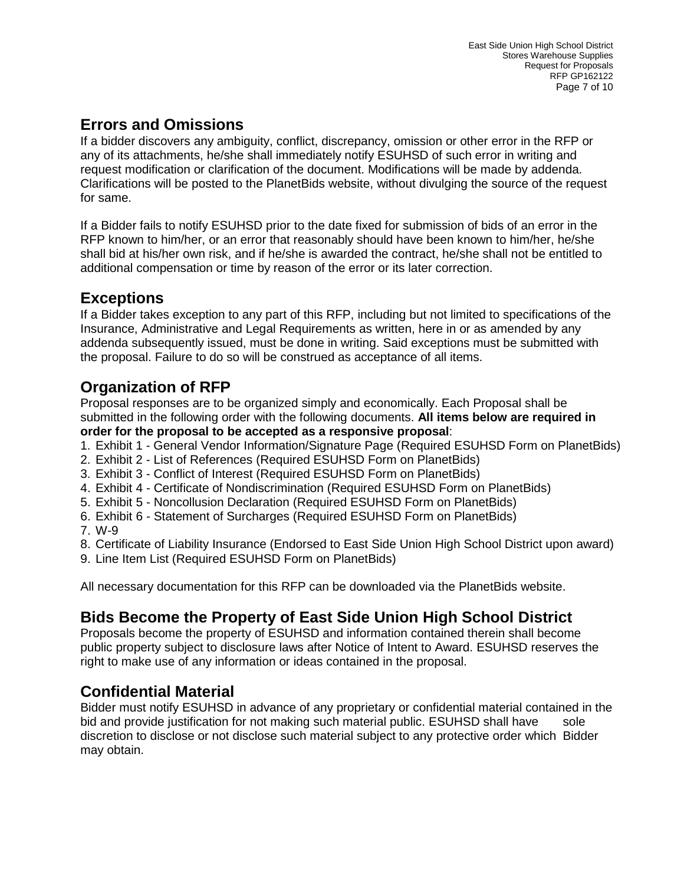## Errors and Omissions

If a bidder discovers any ambiguity, conflict, discrepancy, omission or other error in the RFP or any of its attachments, he/she shall immediately notify ESUHSD of such error in writing and request modification or clarification of the document. Modifications will be made by addenda. Clarifications will be posted to the PlanetBids website, without divulging the source of the request for same.

If a Bidder fails to notify ESUHSD prior to the date fixed for submission of bids of an error in the RFP known to him/her, or an error that reasonably should have been known to him/her, he/she shall bid at his/her own risk, and if he/she is awarded the contract, he/she shall not be entitled to additional compensation or time by reason of the error or its later correction.

## Exceptions

If a Bidder takes exception to any part of this RFP, including but not limited to specifications of the Insurance, Administrative and Legal Requirements as written, here in or as amended by any addenda subsequently issued, must be done in writing. Said exceptions must be submitted with the proposal. Failure to do so will be construed as acceptance of all items.

## Organization of RFP

Proposal responses are to be organized simply and economically. Each Proposal shall be submitted in the following order with the following documents. **All items below are required in order for the proposal to be accepted as a responsive proposal**:

1. Exhibit 1 - General Vendor Information/Signature Page (Required ESUHSD Form on PlanetBids)
2. Exhibit 2 - List of References (Required ESUHSD Form on PlanetBids)
3. Exhibit 3 - Conflict of Interest (Required ESUHSD Form on PlanetBids)
4. Exhibit 4 - Certificate of Nondiscrimination (Required ESUHSD Form on PlanetBids)
5. Exhibit 5 - Noncollusion Declaration (Required ESUHSD Form on PlanetBids)
6. Exhibit 6 - Statement of Surcharges (Required ESUHSD Form on PlanetBids)
7. W-9
8. Certificate of Liability Insurance (Endorsed to East Side Union High School District upon award)
9. Line Item List (Required ESUHSD Form on PlanetBids)

All necessary documentation for this RFP can be downloaded via the PlanetBids website.

## Bids Become the Property of East Side Union High School District

Proposals become the property of ESUHSD and information contained therein shall become public property subject to disclosure laws after Notice of Intent to Award. ESUHSD reserves the right to make use of any information or ideas contained in the proposal.

## Confidential Material

Bidder must notify ESUHSD in advance of any proprietary or confidential material contained in the bid and provide justification for not making such material public. ESUHSD shall have sole discretion to disclose or not disclose such material subject to any protective order which Bidder may obtain.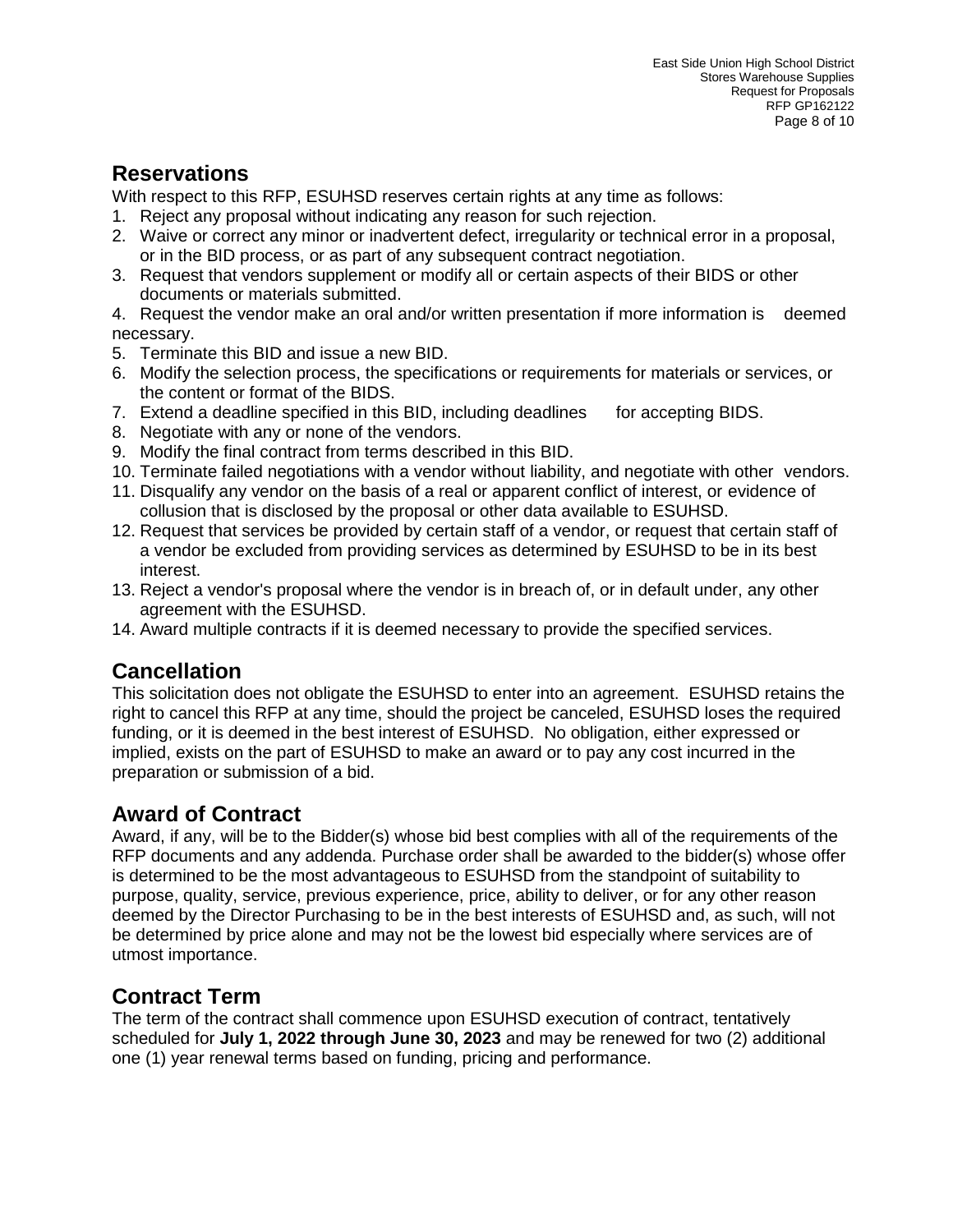## Reservations

With respect to this RFP, ESUHSD reserves certain rights at any time as follows:

1. Reject any proposal without indicating any reason for such rejection.
2. Waive or correct any minor or inadvertent defect, irregularity or technical error in a proposal, or in the BID process, or as part of any subsequent contract negotiation.
3. Request that vendors supplement or modify all or certain aspects of their BIDS or other documents or materials submitted.
4. Request the vendor make an oral and/or written presentation if more information is deemed necessary.
5. Terminate this BID and issue a new BID.
6. Modify the selection process, the specifications or requirements for materials or services, or the content or format of the BIDS.
7. Extend a deadline specified in this BID, including deadlines for accepting BIDS.
8. Negotiate with any or none of the vendors.
9. Modify the final contract from terms described in this BID.
10. Terminate failed negotiations with a vendor without liability, and negotiate with other vendors.
11. Disqualify any vendor on the basis of a real or apparent conflict of interest, or evidence of collusion that is disclosed by the proposal or other data available to ESUHSD.
12. Request that services be provided by certain staff of a vendor, or request that certain staff of a vendor be excluded from providing services as determined by ESUHSD to be in its best interest.
13. Reject a vendor's proposal where the vendor is in breach of, or in default under, any other agreement with the ESUHSD.
14. Award multiple contracts if it is deemed necessary to provide the specified services.

## Cancellation

This solicitation does not obligate the ESUHSD to enter into an agreement. ESUHSD retains the right to cancel this RFP at any time, should the project be canceled, ESUHSD loses the required funding, or it is deemed in the best interest of ESUHSD. No obligation, either expressed or implied, exists on the part of ESUHSD to make an award or to pay any cost incurred in the preparation or submission of a bid.

## Award of Contract

Award, if any, will be to the Bidder(s) whose bid best complies with all of the requirements of the RFP documents and any addenda. Purchase order shall be awarded to the bidder(s) whose offer is determined to be the most advantageous to ESUHSD from the standpoint of suitability to purpose, quality, service, previous experience, price, ability to deliver, or for any other reason deemed by the Director Purchasing to be in the best interests of ESUHSD and, as such, will not be determined by price alone and may not be the lowest bid especially where services are of utmost importance.

## Contract Term

The term of the contract shall commence upon ESUHSD execution of contract, tentatively scheduled for **July 1, 2022 through June 30, 2023** and may be renewed for two (2) additional one (1) year renewal terms based on funding, pricing and performance.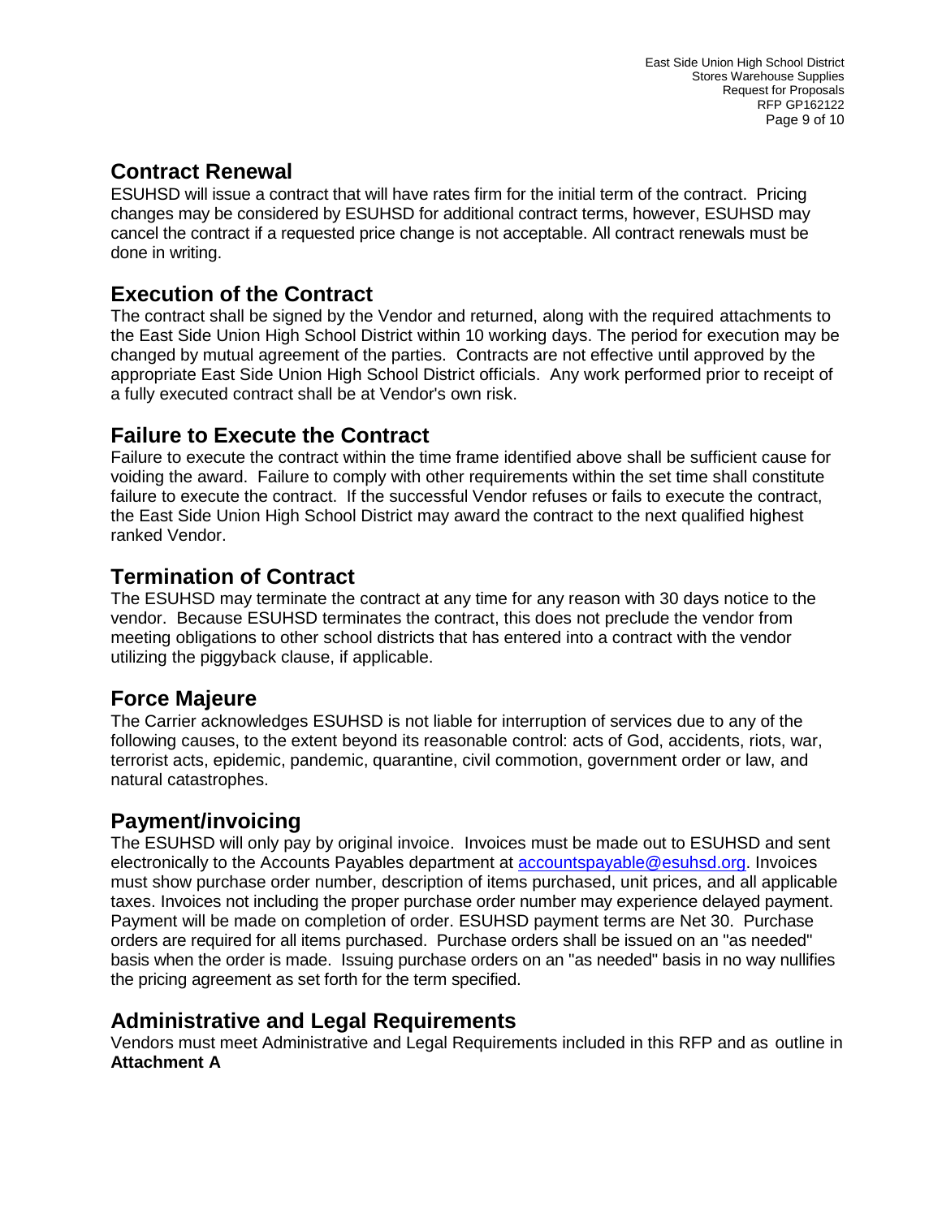## Contract Renewal

ESUHSD will issue a contract that will have rates firm for the initial term of the contract. Pricing changes may be considered by ESUHSD for additional contract terms, however, ESUHSD may cancel the contract if a requested price change is not acceptable. All contract renewals must be done in writing.

## Execution of the Contract

The contract shall be signed by the Vendor and returned, along with the required attachments to the East Side Union High School District within 10 working days. The period for execution may be changed by mutual agreement of the parties. Contracts are not effective until approved by the appropriate East Side Union High School District officials. Any work performed prior to receipt of a fully executed contract shall be at Vendor's own risk.

## Failure to Execute the Contract

Failure to execute the contract within the time frame identified above shall be sufficient cause for voiding the award. Failure to comply with other requirements within the set time shall constitute failure to execute the contract. If the successful Vendor refuses or fails to execute the contract, the East Side Union High School District may award the contract to the next qualified highest ranked Vendor.

## Termination of Contract

The ESUHSD may terminate the contract at any time for any reason with 30 days notice to the vendor. Because ESUHSD terminates the contract, this does not preclude the vendor from meeting obligations to other school districts that has entered into a contract with the vendor utilizing the piggyback clause, if applicable.

## Force Majeure

The Carrier acknowledges ESUHSD is not liable for interruption of services due to any of the following causes, to the extent beyond its reasonable control: acts of God, accidents, riots, war, terrorist acts, epidemic, pandemic, quarantine, civil commotion, government order or law, and natural catastrophes.

## Payment/invoicing

The ESUHSD will only pay by original invoice. Invoices must be made out to ESUHSD and sent electronically to the Accounts Payables department at accountspayable@esuhsd.org. Invoices must show purchase order number, description of items purchased, unit prices, and all applicable taxes. Invoices not including the proper purchase order number may experience delayed payment. Payment will be made on completion of order. ESUHSD payment terms are Net 30. Purchase orders are required for all items purchased. Purchase orders shall be issued on an "as needed" basis when the order is made. Issuing purchase orders on an "as needed" basis in no way nullifies the pricing agreement as set forth for the term specified.

## Administrative and Legal Requirements

Vendors must meet Administrative and Legal Requirements included in this RFP and as outline in **Attachment A**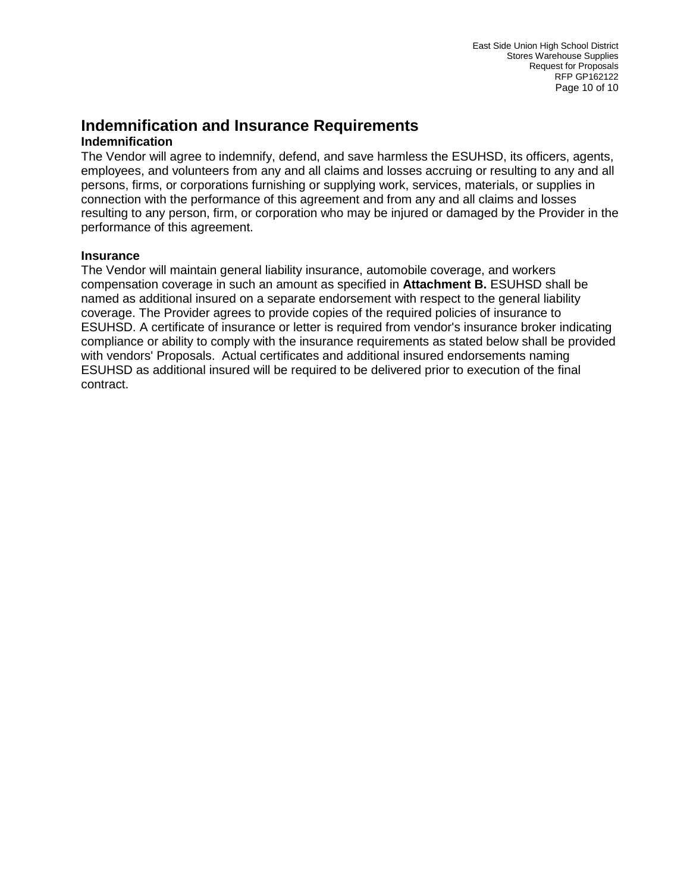# Indemnification and Insurance Requirements

## Indemnification

The Vendor will agree to indemnify, defend, and save harmless the ESUHSD, its officers, agents, employees, and volunteers from any and all claims and losses accruing or resulting to any and all persons, firms, or corporations furnishing or supplying work, services, materials, or supplies in connection with the performance of this agreement and from any and all claims and losses resulting to any person, firm, or corporation who may be injured or damaged by the Provider in the performance of this agreement.

## Insurance

The Vendor will maintain general liability insurance, automobile coverage, and workers compensation coverage in such an amount as specified in **Attachment B.** ESUHSD shall be named as additional insured on a separate endorsement with respect to the general liability coverage. The Provider agrees to provide copies of the required policies of insurance to ESUHSD. A certificate of insurance or letter is required from vendor's insurance broker indicating compliance or ability to comply with the insurance requirements as stated below shall be provided with vendors' Proposals. Actual certificates and additional insured endorsements naming ESUHSD as additional insured will be required to be delivered prior to execution of the final contract.